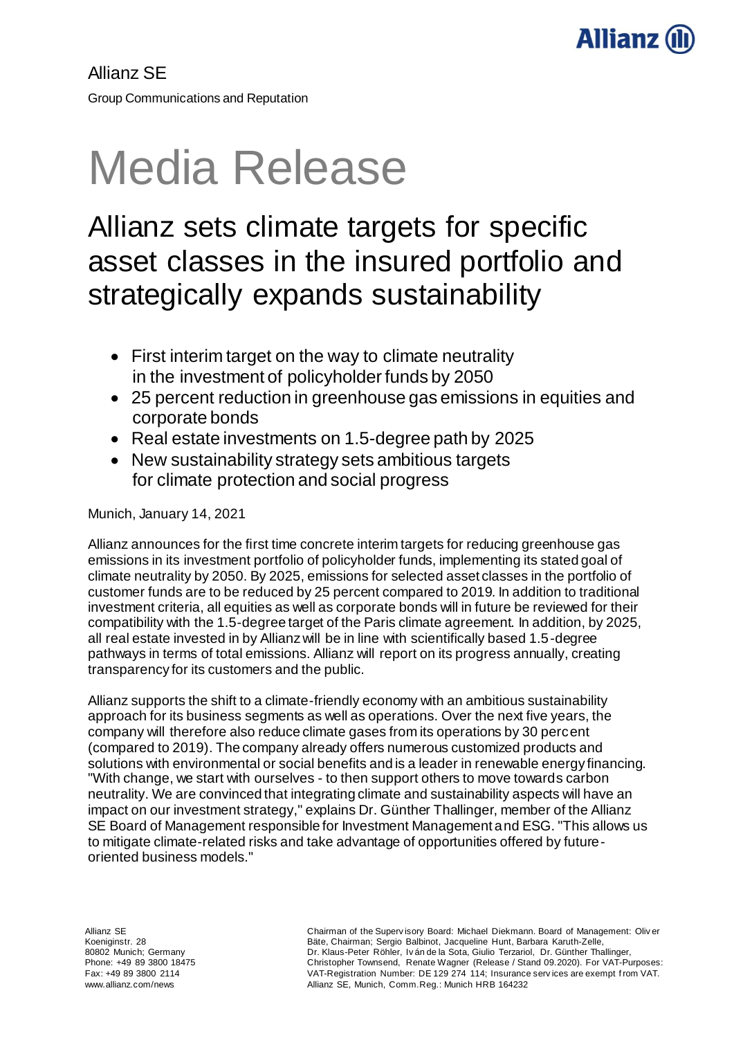Allianz SE

Group Communications and Reputation

# Media Release

## Allianz sets climate targets for specific asset classes in the insured portfolio and strategically expands sustainability

- First interim target on the way to climate neutrality in the investment of policyholder funds by 2050
- 25 percent reduction in greenhouse gas emissions in equities and corporate bonds
- Real estate investments on 1.5-degree path by 2025
- New sustainability strategy sets ambitious targets for climate protection and social progress

Munich, January 14, 2021

Allianz announces for the first time concrete interim targets for reducing greenhouse gas emissions in its investment portfolio of policyholder funds, implementing its stated goal of climate neutrality by 2050. By 2025, emissions for selected asset classes in the portfolio of customer funds are to be reduced by 25 percent compared to 2019. In addition to traditional investment criteria, all equities as well as corporate bonds will in future be reviewed for their compatibility with the 1.5-degree target of the Paris climate agreement. In addition, by 2025, all real estate invested in by Allianz will be in line with scientifically based 1.5-degree pathways in terms of total emissions. Allianz will report on its progress annually, creating transparency for its customers and the public.

Allianz supports the shift to a climate-friendly economy with an ambitious sustainability approach for its business segments as well as operations. Over the next five years, the company will therefore also reduce climate gases from its operations by 30 percent (compared to 2019). The company already offers numerous customized products and solutions with environmental or social benefits and is a leader in renewable energy financing. "With change, we start with ourselves - to then support others to move towards carbon neutrality. We are convinced that integrating climate and sustainability aspects will have an impact on our investment strategy," explains Dr. Günther Thallinger, member of the Allianz SE Board of Management responsible for Investment Management and ESG. "This allows us to mitigate climate-related risks and take advantage of opportunities offered by future-oriented business models."

Allianz SE
Koeniginstr. 28
80802 Munich; Germany
Phone: +49 89 3800 18475
Fax: +49 89 3800 2114
www.allianz.com/news

Chairman of the Supervisory Board: Michael Diekmann. Board of Management: Oliver Bäte, Chairman; Sergio Balbinot, Jacqueline Hunt, Barbara Karuth-Zelle, Dr. Klaus-Peter Röhler, Iván de la Sota, Giulio Terzariol, Dr. Günther Thallinger, Christopher Townsend, Renate Wagner (Release / Stand 09.2020). For VAT-Purposes: VAT-Registration Number: DE 129 274 114; Insurance services are exempt from VAT. Allianz SE, Munich, Comm.Reg.: Munich HRB 164232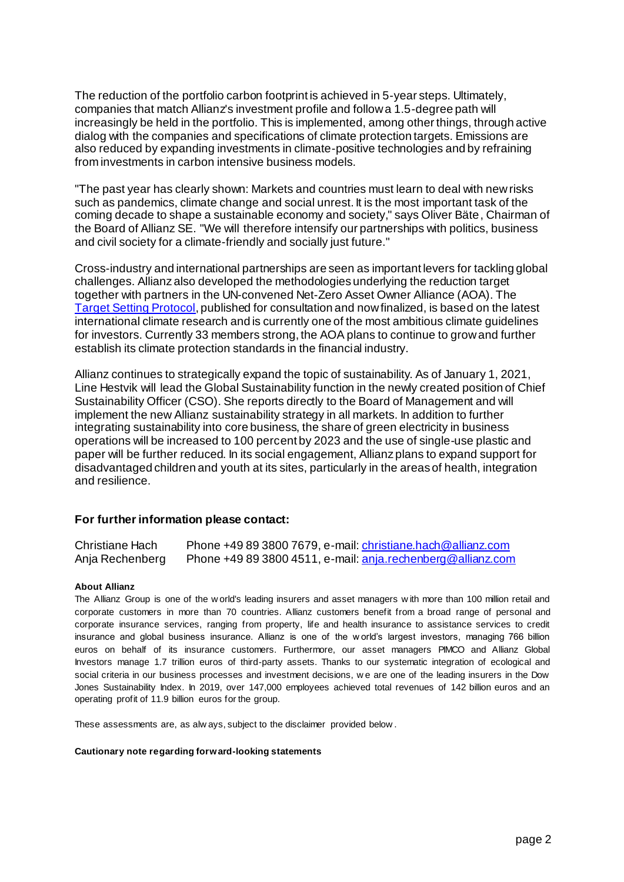The reduction of the portfolio carbon footprint is achieved in 5-year steps. Ultimately, companies that match Allianz's investment profile and follow a 1.5-degree path will increasingly be held in the portfolio. This is implemented, among other things, through active dialog with the companies and specifications of climate protection targets. Emissions are also reduced by expanding investments in climate-positive technologies and by refraining from investments in carbon intensive business models.

"The past year has clearly shown: Markets and countries must learn to deal with new risks such as pandemics, climate change and social unrest. It is the most important task of the coming decade to shape a sustainable economy and society," says Oliver Bäte, Chairman of the Board of Allianz SE. "We will therefore intensify our partnerships with politics, business and civil society for a climate-friendly and socially just future."

Cross-industry and international partnerships are seen as important levers for tackling global challenges. Allianz also developed the methodologies underlying the reduction target together with partners in the UN-convened Net-Zero Asset Owner Alliance (AOA). The Target Setting Protocol, published for consultation and now finalized, is based on the latest international climate research and is currently one of the most ambitious climate guidelines for investors. Currently 33 members strong, the AOA plans to continue to grow and further establish its climate protection standards in the financial industry.

Allianz continues to strategically expand the topic of sustainability. As of January 1, 2021, Line Hestvik will lead the Global Sustainability function in the newly created position of Chief Sustainability Officer (CSO). She reports directly to the Board of Management and will implement the new Allianz sustainability strategy in all markets. In addition to further integrating sustainability into core business, the share of green electricity in business operations will be increased to 100 percent by 2023 and the use of single-use plastic and paper will be further reduced. In its social engagement, Allianz plans to expand support for disadvantaged children and youth at its sites, particularly in the areas of health, integration and resilience.

### For further information please contact:

| | |
|---|---|
| Christiane Hach | Phone +49 89 3800 7679, e-mail: christiane.hach@allianz.com |
| Anja Rechenberg | Phone +49 89 3800 4511, e-mail: anja.rechenberg@allianz.com |

**About Allianz**

The Allianz Group is one of the world's leading insurers and asset managers with more than 100 million retail and corporate customers in more than 70 countries. Allianz customers benefit from a broad range of personal and corporate insurance services, ranging from property, life and health insurance to assistance services to credit insurance and global business insurance. Allianz is one of the world's largest investors, managing 766 billion euros on behalf of its insurance customers. Furthermore, our asset managers PIMCO and Allianz Global Investors manage 1.7 trillion euros of third-party assets. Thanks to our systematic integration of ecological and social criteria in our business processes and investment decisions, we are one of the leading insurers in the Dow Jones Sustainability Index. In 2019, over 147,000 employees achieved total revenues of 142 billion euros and an operating profit of 11.9 billion euros for the group.

These assessments are, as always, subject to the disclaimer provided below.

**Cautionary note regarding forward-looking statements**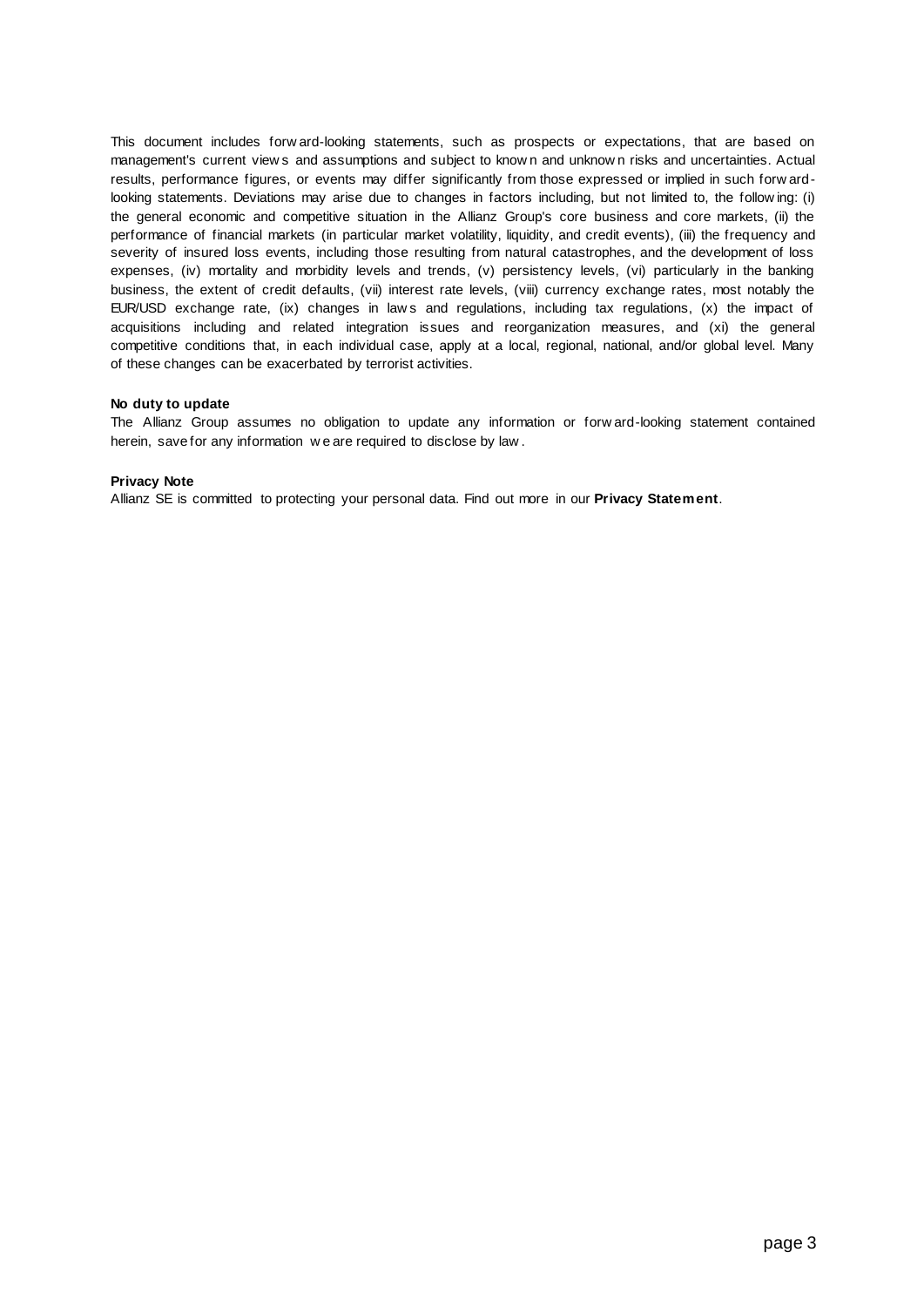This document includes forward-looking statements, such as prospects or expectations, that are based on management's current views and assumptions and subject to known and unknown risks and uncertainties. Actual results, performance figures, or events may differ significantly from those expressed or implied in such forward-looking statements. Deviations may arise due to changes in factors including, but not limited to, the following: (i) the general economic and competitive situation in the Allianz Group's core business and core markets, (ii) the performance of financial markets (in particular market volatility, liquidity, and credit events), (iii) the frequency and severity of insured loss events, including those resulting from natural catastrophes, and the development of loss expenses, (iv) mortality and morbidity levels and trends, (v) persistency levels, (vi) particularly in the banking business, the extent of credit defaults, (vii) interest rate levels, (viii) currency exchange rates, most notably the EUR/USD exchange rate, (ix) changes in laws and regulations, including tax regulations, (x) the impact of acquisitions including and related integration issues and reorganization measures, and (xi) the general competitive conditions that, in each individual case, apply at a local, regional, national, and/or global level. Many of these changes can be exacerbated by terrorist activities.

**No duty to update**

The Allianz Group assumes no obligation to update any information or forward-looking statement contained herein, save for any information we are required to disclose by law.

**Privacy Note**

Allianz SE is committed to protecting your personal data. Find out more in our **Privacy Statement**.